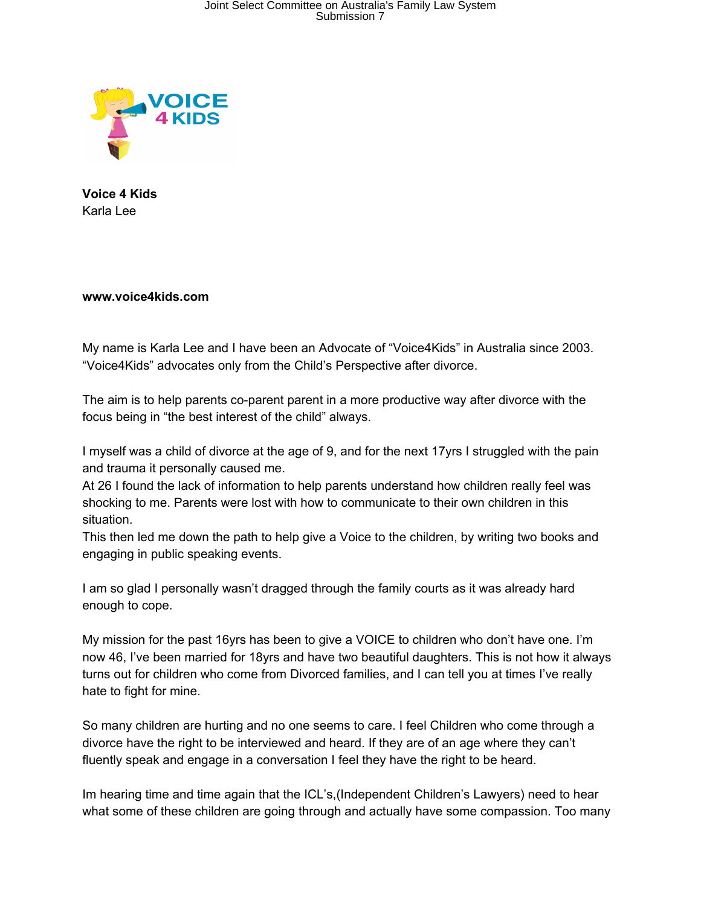**Voice 4 Kids**
Karla Lee

**www.voice4kids.com**

My name is Karla Lee and I have been an Advocate of "Voice4Kids" in Australia since 2003. "Voice4Kids" advocates only from the Child's Perspective after divorce.

The aim is to help parents co-parent parent in a more productive way after divorce with the focus being in "the best interest of the child" always.

I myself was a child of divorce at the age of 9, and for the next 17yrs I struggled with the pain and trauma it personally caused me.
At 26 I found the lack of information to help parents understand how children really feel was shocking to me. Parents were lost with how to communicate to their own children in this situation.
This then led me down the path to help give a Voice to the children, by writing two books and engaging in public speaking events.

I am so glad I personally wasn't dragged through the family courts as it was already hard enough to cope.

My mission for the past 16yrs has been to give a VOICE to children who don't have one. I'm now 46, I've been married for 18yrs and have two beautiful daughters. This is not how it always turns out for children who come from Divorced families, and I can tell you at times I've really hate to fight for mine.

So many children are hurting and no one seems to care. I feel Children who come through a divorce have the right to be interviewed and heard. If they are of an age where they can't fluently speak and engage in a conversation I feel they have the right to be heard.

Im hearing time and time again that the ICL's,(Independent Children's Lawyers) need to hear what some of these children are going through and actually have some compassion. Too many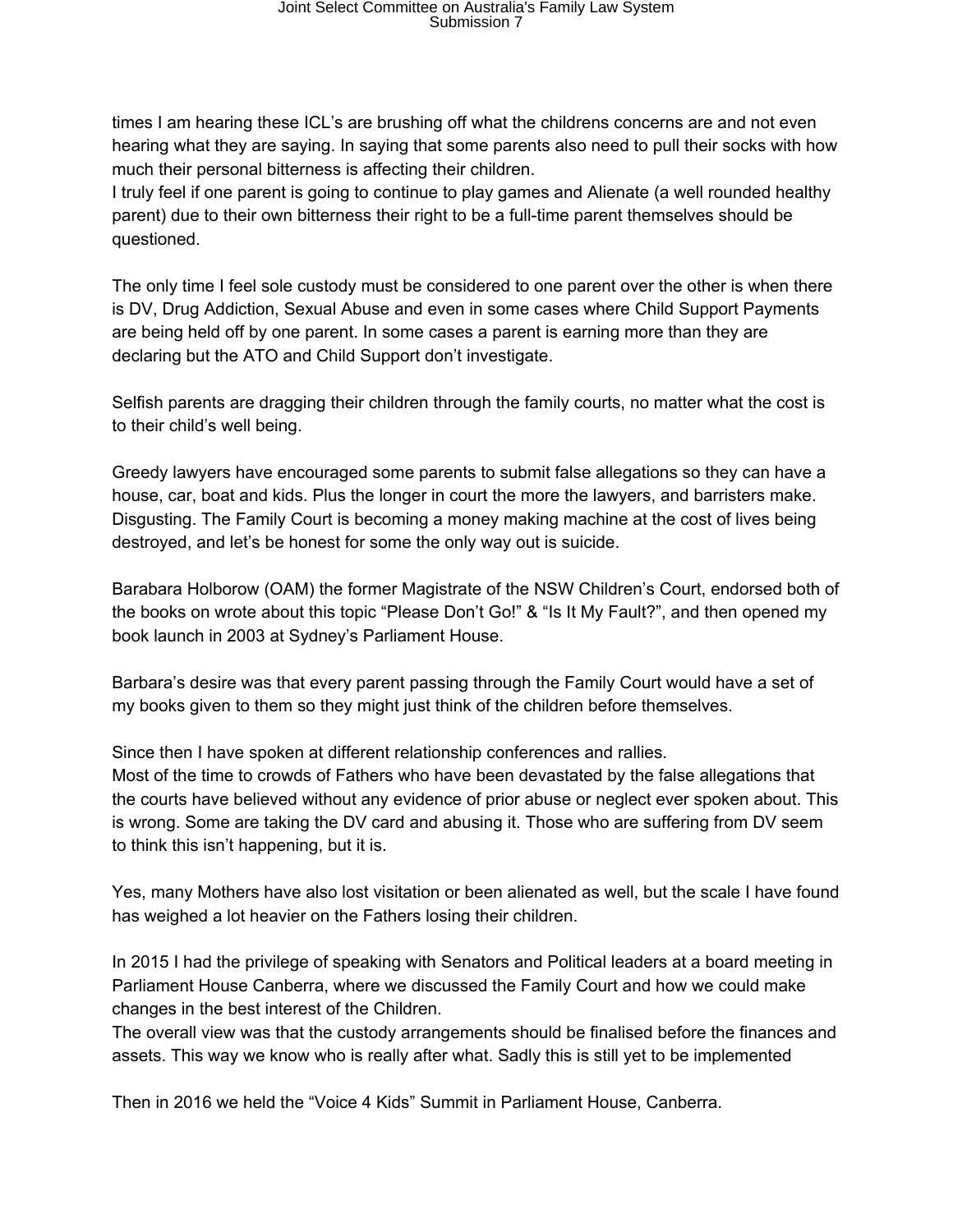times I am hearing these ICL's are brushing off what the childrens concerns are and not even hearing what they are saying. In saying that some parents also need to pull their socks with how much their personal bitterness is affecting their children.
I truly feel if one parent is going to continue to play games and Alienate (a well rounded healthy parent) due to their own bitterness their right to be a full-time parent themselves should be questioned.

The only time I feel sole custody must be considered to one parent over the other is when there is DV, Drug Addiction, Sexual Abuse and even in some cases where Child Support Payments are being held off by one parent. In some cases a parent is earning more than they are declaring but the ATO and Child Support don't investigate.

Selfish parents are dragging their children through the family courts, no matter what the cost is to their child's well being.

Greedy lawyers have encouraged some parents to submit false allegations so they can have a house, car, boat and kids. Plus the longer in court the more the lawyers, and barristers make. Disgusting. The Family Court is becoming a money making machine at the cost of lives being destroyed, and let's be honest for some the only way out is suicide.

Barabara Holborow (OAM) the former Magistrate of the NSW Children's Court, endorsed both of the books on wrote about this topic "Please Don't Go!" & "Is It My Fault?", and then opened my book launch in 2003 at Sydney's Parliament House.

Barbara's desire was that every parent passing through the Family Court would have a set of my books given to them so they might just think of the children before themselves.

Since then I have spoken at different relationship conferences and rallies.
Most of the time to crowds of Fathers who have been devastated by the false allegations that the courts have believed without any evidence of prior abuse or neglect ever spoken about. This is wrong. Some are taking the DV card and abusing it. Those who are suffering from DV seem to think this isn't happening, but it is.

Yes, many Mothers have also lost visitation or been alienated as well, but the scale I have found has weighed a lot heavier on the Fathers losing their children.

In 2015 I had the privilege of speaking with Senators and Political leaders at a board meeting in Parliament House Canberra, where we discussed the Family Court and how we could make changes in the best interest of the Children.
The overall view was that the custody arrangements should be finalised before the finances and assets. This way we know who is really after what. Sadly this is still yet to be implemented

Then in 2016 we held the "Voice 4 Kids" Summit in Parliament House, Canberra.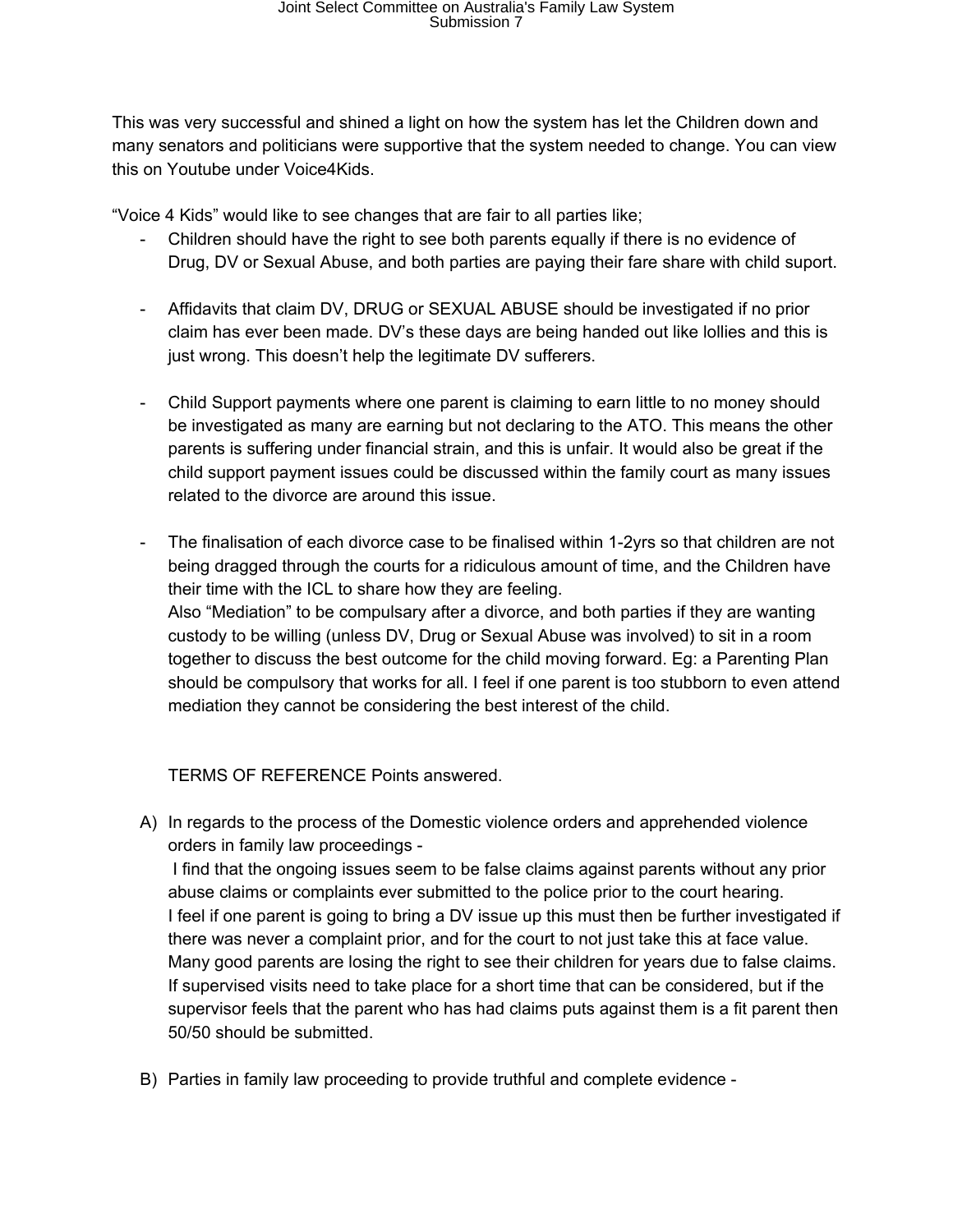This was very successful and shined a light on how the system has let the Children down and many senators and politicians were supportive that the system needed to change. You can view this on Youtube under Voice4Kids.

"Voice 4 Kids" would like to see changes that are fair to all parties like;

- Children should have the right to see both parents equally if there is no evidence of Drug, DV or Sexual Abuse, and both parties are paying their fare share with child suport.

- Affidavits that claim DV, DRUG or SEXUAL ABUSE should be investigated if no prior claim has ever been made. DV's these days are being handed out like lollies and this is just wrong. This doesn't help the legitimate DV sufferers.

- Child Support payments where one parent is claiming to earn little to no money should be investigated as many are earning but not declaring to the ATO. This means the other parents is suffering under financial strain, and this is unfair. It would also be great if the child support payment issues could be discussed within the family court as many issues related to the divorce are around this issue.

- The finalisation of each divorce case to be finalised within 1-2yrs so that children are not being dragged through the courts for a ridiculous amount of time, and the Children have their time with the ICL to share how they are feeling.
  Also "Mediation" to be compulsary after a divorce, and both parties if they are wanting custody to be willing (unless DV, Drug or Sexual Abuse was involved) to sit in a room together to discuss the best outcome for the child moving forward. Eg: a Parenting Plan should be compulsory that works for all. I feel if one parent is too stubborn to even attend mediation they cannot be considering the best interest of the child.

TERMS OF REFERENCE Points answered.

A) In regards to the process of the Domestic violence orders and apprehended violence orders in family law proceedings -
   I find that the ongoing issues seem to be false claims against parents without any prior abuse claims or complaints ever submitted to the police prior to the court hearing.
   I feel if one parent is going to bring a DV issue up this must then be further investigated if there was never a complaint prior, and for the court to not just take this at face value. Many good parents are losing the right to see their children for years due to false claims. If supervised visits need to take place for a short time that can be considered, but if the supervisor feels that the parent who has had claims puts against them is a fit parent then 50/50 should be submitted.

B) Parties in family law proceeding to provide truthful and complete evidence -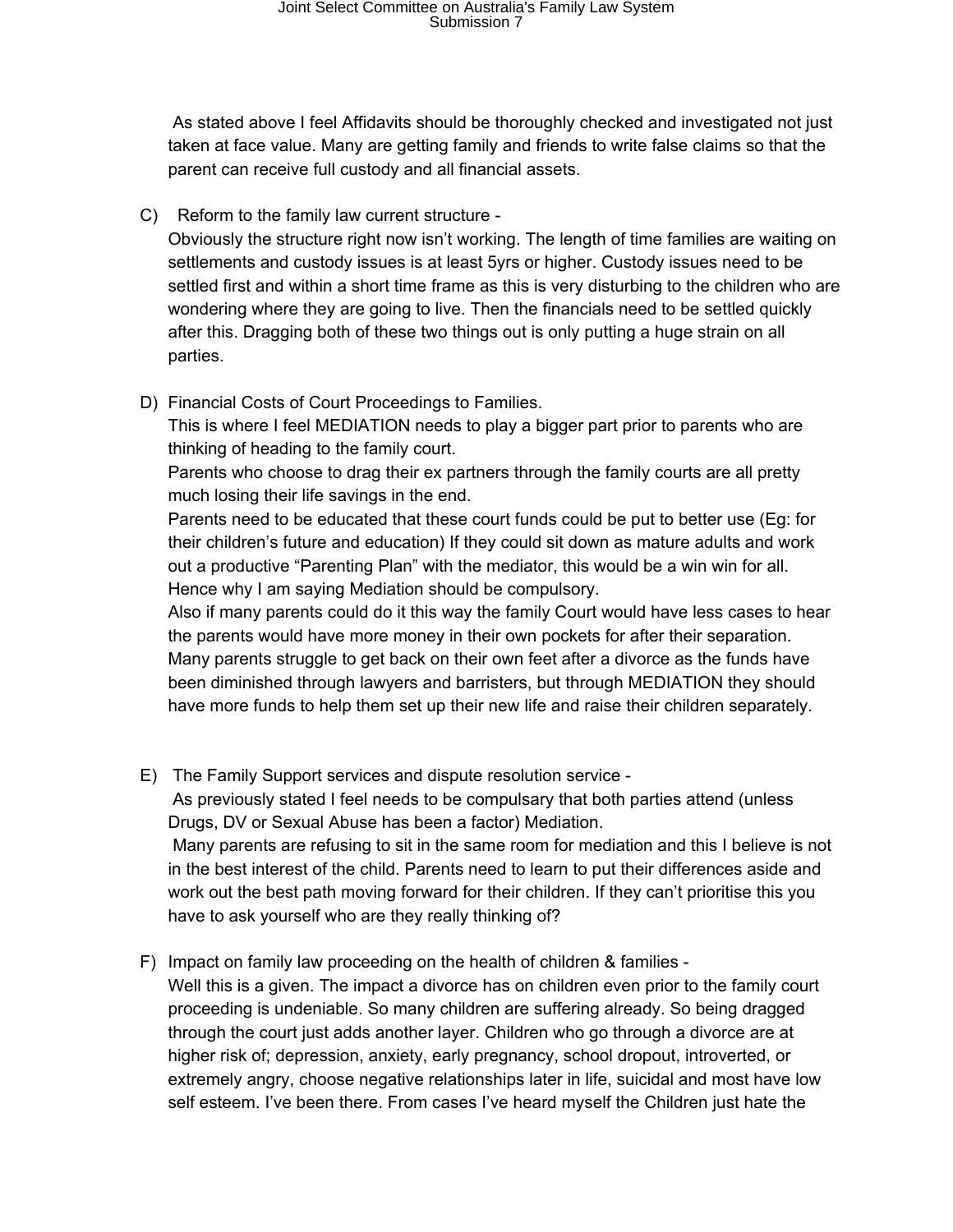As stated above I feel Affidavits should be thoroughly checked and investigated not just taken at face value. Many are getting family and friends to write false claims so that the parent can receive full custody and all financial assets.

C) Reform to the family law current structure -
Obviously the structure right now isn't working. The length of time families are waiting on settlements and custody issues is at least 5yrs or higher. Custody issues need to be settled first and within a short time frame as this is very disturbing to the children who are wondering where they are going to live. Then the financials need to be settled quickly after this. Dragging both of these two things out is only putting a huge strain on all parties.

D) Financial Costs of Court Proceedings to Families.
This is where I feel MEDIATION needs to play a bigger part prior to parents who are thinking of heading to the family court.
Parents who choose to drag their ex partners through the family courts are all pretty much losing their life savings in the end.
Parents need to be educated that these court funds could be put to better use (Eg: for their children's future and education) If they could sit down as mature adults and work out a productive "Parenting Plan" with the mediator, this would be a win win for all. Hence why I am saying Mediation should be compulsory.
Also if many parents could do it this way the family Court would have less cases to hear the parents would have more money in their own pockets for after their separation. Many parents struggle to get back on their own feet after a divorce as the funds have been diminished through lawyers and barristers, but through MEDIATION they should have more funds to help them set up their new life and raise their children separately.

E) The Family Support services and dispute resolution service -
As previously stated I feel needs to be compulsary that both parties attend (unless Drugs, DV or Sexual Abuse has been a factor) Mediation.
Many parents are refusing to sit in the same room for mediation and this I believe is not in the best interest of the child. Parents need to learn to put their differences aside and work out the best path moving forward for their children. If they can't prioritise this you have to ask yourself who are they really thinking of?

F) Impact on family law proceeding on the health of children & families -
Well this is a given. The impact a divorce has on children even prior to the family court proceeding is undeniable. So many children are suffering already. So being dragged through the court just adds another layer. Children who go through a divorce are at higher risk of; depression, anxiety, early pregnancy, school dropout, introverted, or extremely angry, choose negative relationships later in life, suicidal and most have low self esteem. I've been there. From cases I've heard myself the Children just hate the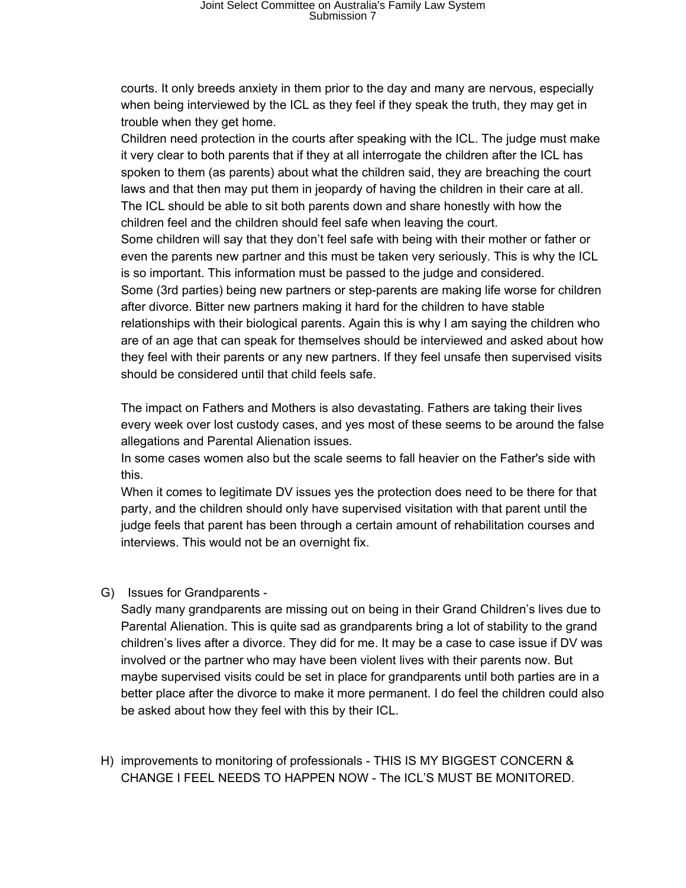courts. It only breeds anxiety in them prior to the day and many are nervous, especially when being interviewed by the ICL as they feel if they speak the truth, they may get in trouble when they get home.

Children need protection in the courts after speaking with the ICL. The judge must make it very clear to both parents that if they at all interrogate the children after the ICL has spoken to them (as parents) about what the children said, they are breaching the court laws and that then may put them in jeopardy of having the children in their care at all. The ICL should be able to sit both parents down and share honestly with how the children feel and the children should feel safe when leaving the court.

Some children will say that they don't feel safe with being with their mother or father or even the parents new partner and this must be taken very seriously. This is why the ICL is so important. This information must be passed to the judge and considered.

Some (3rd parties) being new partners or step-parents are making life worse for children after divorce. Bitter new partners making it hard for the children to have stable relationships with their biological parents. Again this is why I am saying the children who are of an age that can speak for themselves should be interviewed and asked about how they feel with their parents or any new partners. If they feel unsafe then supervised visits should be considered until that child feels safe.

The impact on Fathers and Mothers is also devastating. Fathers are taking their lives every week over lost custody cases, and yes most of these seems to be around the false allegations and Parental Alienation issues.

In some cases women also but the scale seems to fall heavier on the Father's side with this.

When it comes to legitimate DV issues yes the protection does need to be there for that party, and the children should only have supervised visitation with that parent until the judge feels that parent has been through a certain amount of rehabilitation courses and interviews. This would not be an overnight fix.

G) Issues for Grandparents -

Sadly many grandparents are missing out on being in their Grand Children's lives due to Parental Alienation. This is quite sad as grandparents bring a lot of stability to the grand children's lives after a divorce. They did for me. It may be a case to case issue if DV was involved or the partner who may have been violent lives with their parents now. But maybe supervised visits could be set in place for grandparents until both parties are in a better place after the divorce to make it more permanent. I do feel the children could also be asked about how they feel with this by their ICL.

H) improvements to monitoring of professionals - THIS IS MY BIGGEST CONCERN & CHANGE I FEEL NEEDS TO HAPPEN NOW - The ICL'S MUST BE MONITORED.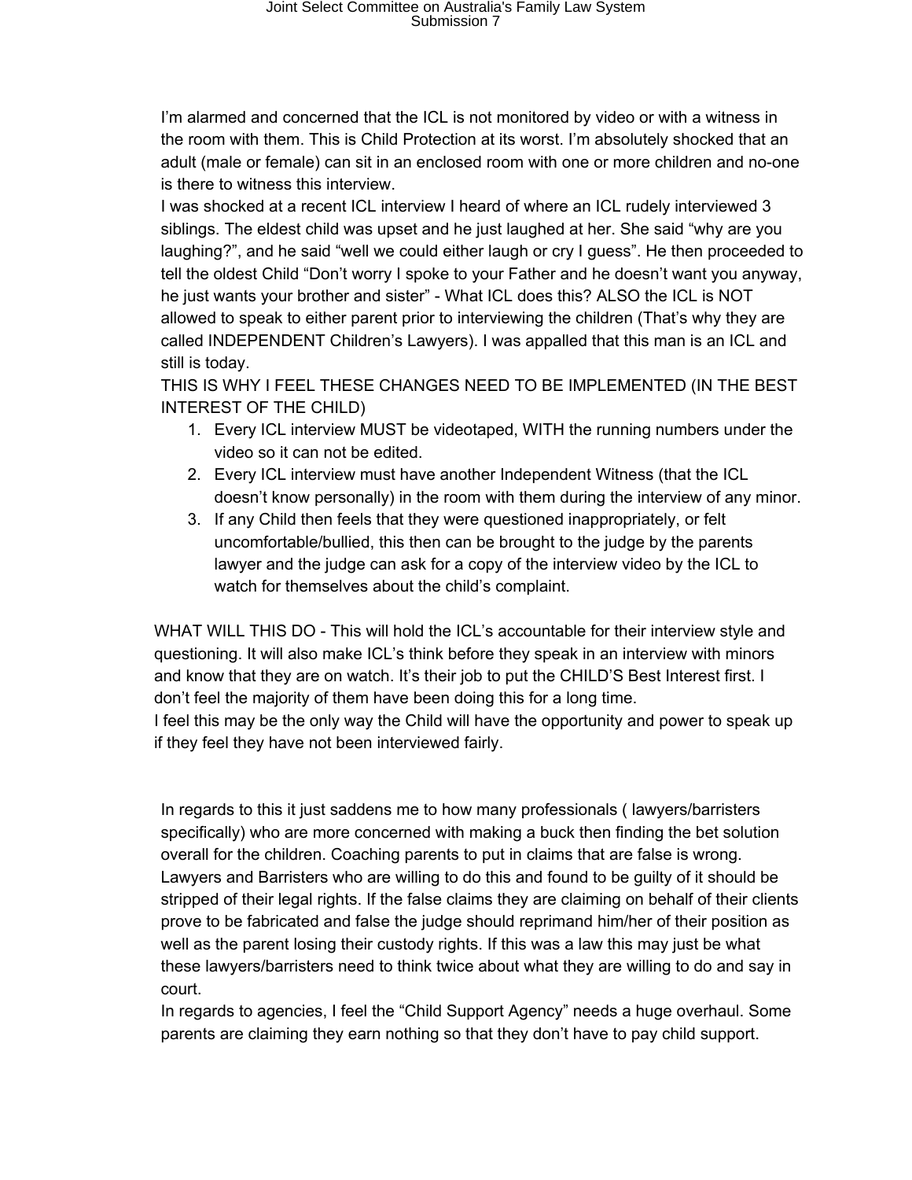I'm alarmed and concerned that the ICL is not monitored by video or with a witness in the room with them. This is Child Protection at its worst. I'm absolutely shocked that an adult (male or female) can sit in an enclosed room with one or more children and no-one is there to witness this interview.

I was shocked at a recent ICL interview I heard of where an ICL rudely interviewed 3 siblings. The eldest child was upset and he just laughed at her. She said "why are you laughing?", and he said "well we could either laugh or cry I guess". He then proceeded to tell the oldest Child "Don't worry I spoke to your Father and he doesn't want you anyway, he just wants your brother and sister" - What ICL does this? ALSO the ICL is NOT allowed to speak to either parent prior to interviewing the children (That's why they are called INDEPENDENT Children's Lawyers). I was appalled that this man is an ICL and still is today.

THIS IS WHY I FEEL THESE CHANGES NEED TO BE IMPLEMENTED (IN THE BEST INTEREST OF THE CHILD)

1. Every ICL interview MUST be videotaped, WITH the running numbers under the video so it can not be edited.
2. Every ICL interview must have another Independent Witness (that the ICL doesn't know personally) in the room with them during the interview of any minor.
3. If any Child then feels that they were questioned inappropriately, or felt uncomfortable/bullied, this then can be brought to the judge by the parents lawyer and the judge can ask for a copy of the interview video by the ICL to watch for themselves about the child's complaint.

WHAT WILL THIS DO - This will hold the ICL's accountable for their interview style and questioning. It will also make ICL's think before they speak in an interview with minors and know that they are on watch. It's their job to put the CHILD'S Best Interest first. I don't feel the majority of them have been doing this for a long time.

I feel this may be the only way the Child will have the opportunity and power to speak up if they feel they have not been interviewed fairly.

In regards to this it just saddens me to how many professionals ( lawyers/barristers specifically) who are more concerned with making a buck then finding the bet solution overall for the children. Coaching parents to put in claims that are false is wrong. Lawyers and Barristers who are willing to do this and found to be guilty of it should be stripped of their legal rights. If the false claims they are claiming on behalf of their clients prove to be fabricated and false the judge should reprimand him/her of their position as well as the parent losing their custody rights. If this was a law this may just be what these lawyers/barristers need to think twice about what they are willing to do and say in court.

In regards to agencies, I feel the "Child Support Agency" needs a huge overhaul. Some parents are claiming they earn nothing so that they don't have to pay child support.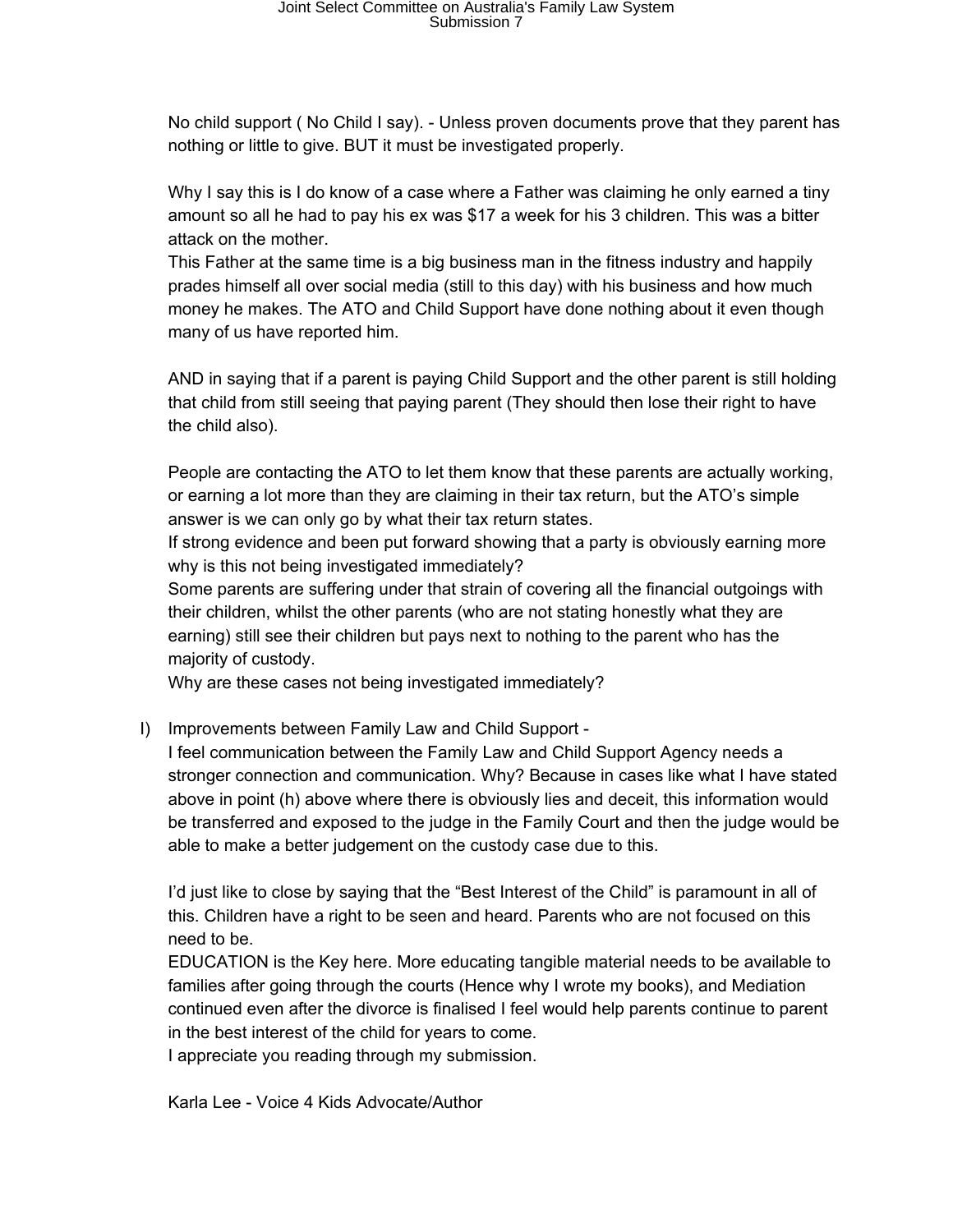No child support ( No Child I say). - Unless proven documents prove that they parent has nothing or little to give. BUT it must be investigated properly.

Why I say this is I do know of a case where a Father was claiming he only earned a tiny amount so all he had to pay his ex was $17 a week for his 3 children. This was a bitter attack on the mother.
This Father at the same time is a big business man in the fitness industry and happily prades himself all over social media (still to this day) with his business and how much money he makes. The ATO and Child Support have done nothing about it even though many of us have reported him.

AND in saying that if a parent is paying Child Support and the other parent is still holding that child from still seeing that paying parent (They should then lose their right to have the child also).

People are contacting the ATO to let them know that these parents are actually working, or earning a lot more than they are claiming in their tax return, but the ATO's simple answer is we can only go by what their tax return states.
If strong evidence and been put forward showing that a party is obviously earning more why is this not being investigated immediately?
Some parents are suffering under that strain of covering all the financial outgoings with their children, whilst the other parents (who are not stating honestly what they are earning) still see their children but pays next to nothing to the parent who has the majority of custody.
Why are these cases not being investigated immediately?

I) Improvements between Family Law and Child Support -
I feel communication between the Family Law and Child Support Agency needs a stronger connection and communication. Why? Because in cases like what I have stated above in point (h) above where there is obviously lies and deceit, this information would be transferred and exposed to the judge in the Family Court and then the judge would be able to make a better judgement on the custody case due to this.

I'd just like to close by saying that the "Best Interest of the Child" is paramount in all of this. Children have a right to be seen and heard. Parents who are not focused on this need to be.
EDUCATION is the Key here. More educating tangible material needs to be available to families after going through the courts (Hence why I wrote my books), and Mediation continued even after the divorce is finalised I feel would help parents continue to parent in the best interest of the child for years to come.
I appreciate you reading through my submission.

Karla Lee - Voice 4 Kids Advocate/Author